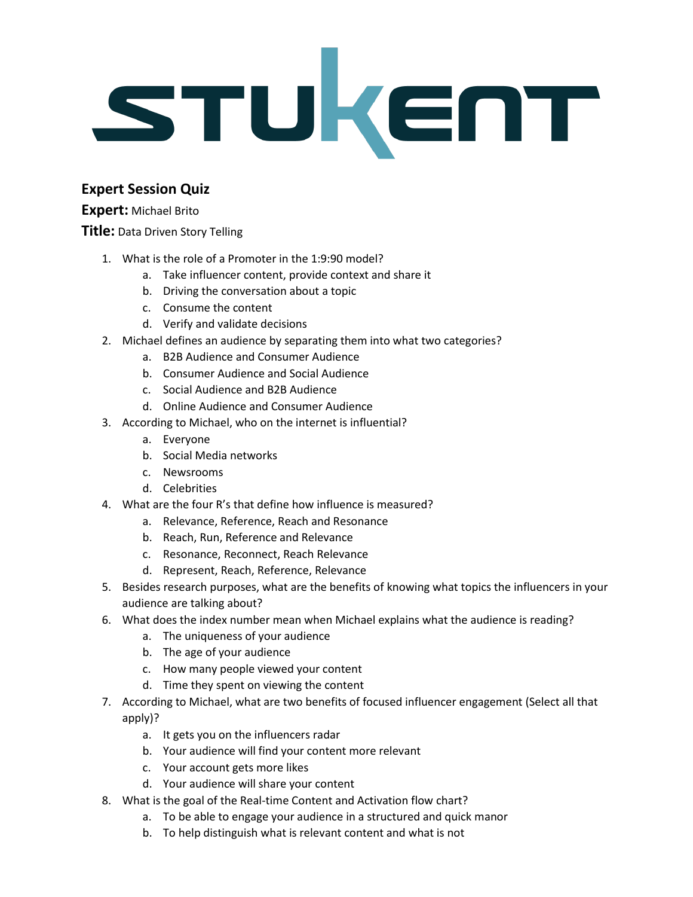STUKENT

**Expert Session Quiz**

**Expert:** Michael Brito

**Title:** Data Driven Story Telling

1. What is the role of a Promoter in the 1:9:90 model?
    a. Take influencer content, provide context and share it
    b. Driving the conversation about a topic
    c. Consume the content
    d. Verify and validate decisions
2. Michael defines an audience by separating them into what two categories?
    a. B2B Audience and Consumer Audience
    b. Consumer Audience and Social Audience
    c. Social Audience and B2B Audience
    d. Online Audience and Consumer Audience
3. According to Michael, who on the internet is influential?
    a. Everyone
    b. Social Media networks
    c. Newsrooms
    d. Celebrities
4. What are the four R's that define how influence is measured?
    a. Relevance, Reference, Reach and Resonance
    b. Reach, Run, Reference and Relevance
    c. Resonance, Reconnect, Reach Relevance
    d. Represent, Reach, Reference, Relevance
5. Besides research purposes, what are the benefits of knowing what topics the influencers in your audience are talking about?
6. What does the index number mean when Michael explains what the audience is reading?
    a. The uniqueness of your audience
    b. The age of your audience
    c. How many people viewed your content
    d. Time they spent on viewing the content
7. According to Michael, what are two benefits of focused influencer engagement (Select all that apply)?
    a. It gets you on the influencers radar
    b. Your audience will find your content more relevant
    c. Your account gets more likes
    d. Your audience will share your content
8. What is the goal of the Real-time Content and Activation flow chart?
    a. To be able to engage your audience in a structured and quick manor
    b. To help distinguish what is relevant content and what is not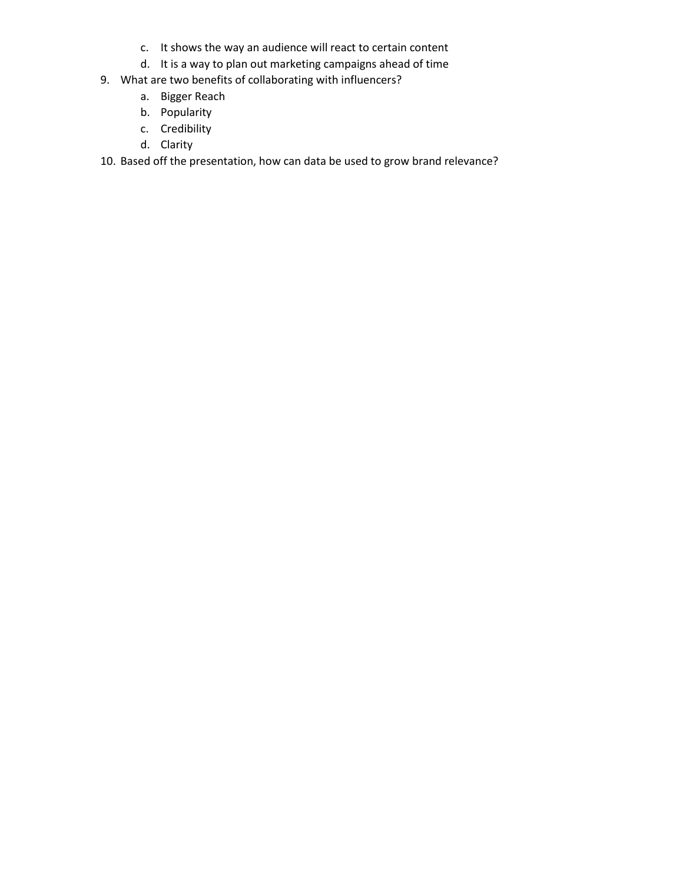c. It shows the way an audience will react to certain content
   d. It is a way to plan out marketing campaigns ahead of time

9. What are two benefits of collaborating with influencers?
   a. Bigger Reach
   b. Popularity
   c. Credibility
   d. Clarity

10. Based off the presentation, how can data be used to grow brand relevance?